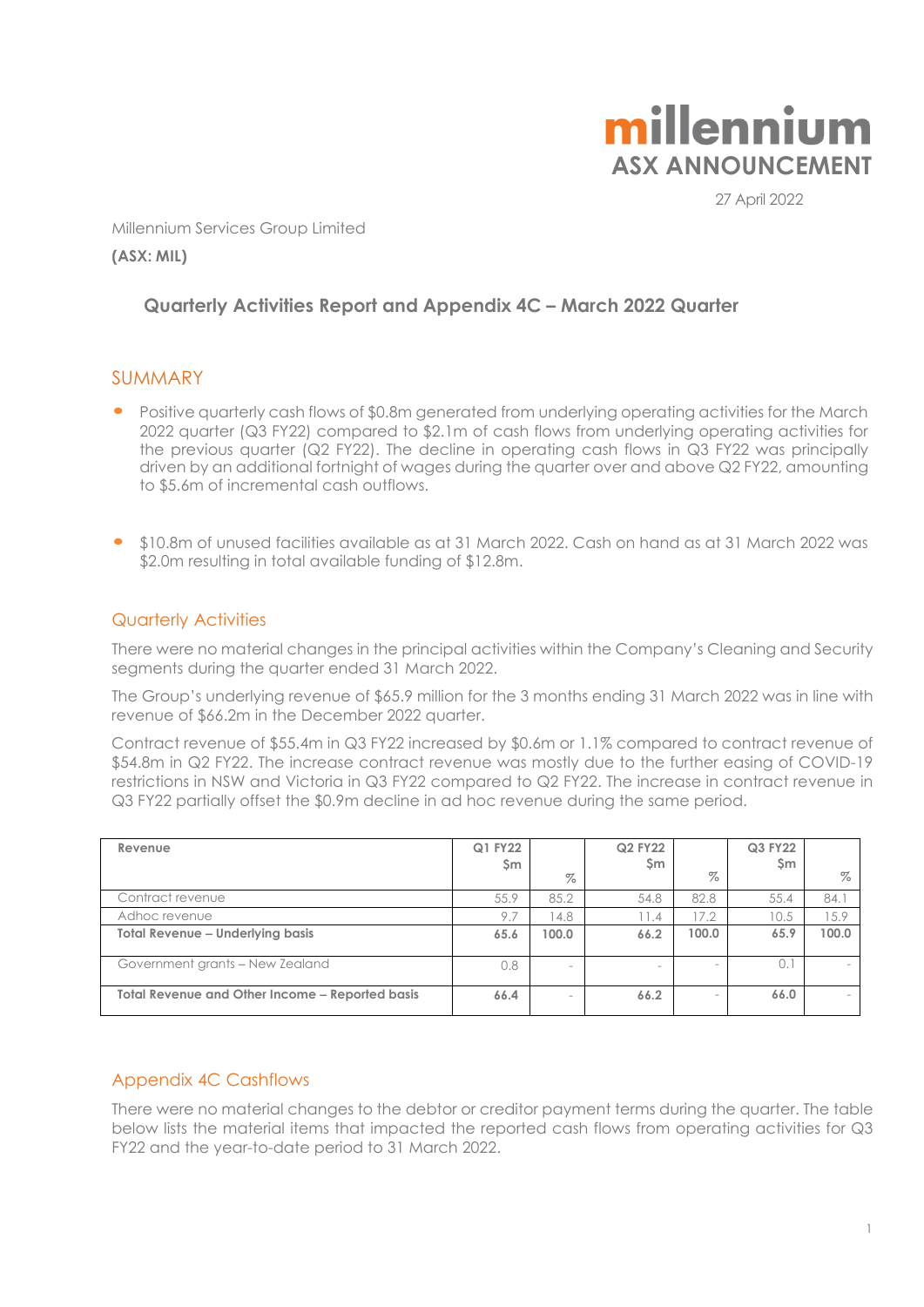# millennium
## ASX ANNOUNCEMENT

27 April 2022

Millennium Services Group Limited

**(ASX: MIL)**

## Quarterly Activities Report and Appendix 4C – March 2022 Quarter

## SUMMARY

- Positive quarterly cash flows of $0.8m generated from underlying operating activities for the March 2022 quarter (Q3 FY22) compared to $2.1m of cash flows from underlying operating activities for the previous quarter (Q2 FY22). The decline in operating cash flows in Q3 FY22 was principally driven by an additional fortnight of wages during the quarter over and above Q2 FY22, amounting to $5.6m of incremental cash outflows.
- $10.8m of unused facilities available as at 31 March 2022. Cash on hand as at 31 March 2022 was $2.0m resulting in total available funding of $12.8m.

### Quarterly Activities

There were no material changes in the principal activities within the Company's Cleaning and Security segments during the quarter ended 31 March 2022.

The Group's underlying revenue of $65.9 million for the 3 months ending 31 March 2022 was in line with revenue of $66.2m in the December 2022 quarter.

Contract revenue of $55.4m in Q3 FY22 increased by $0.6m or 1.1% compared to contract revenue of $54.8m in Q2 FY22. The increase contract revenue was mostly due to the further easing of COVID-19 restrictions in NSW and Victoria in Q3 FY22 compared to Q2 FY22. The increase in contract revenue in Q3 FY22 partially offset the $0.9m decline in ad hoc revenue during the same period.

| Revenue | Q1 FY22 $m | % | Q2 FY22 $m | % | Q3 FY22 $m | % |
|---|---|---|---|---|---|---|
| Contract revenue | 55.9 | 85.2 | 54.8 | 82.8 | 55.4 | 84.1 |
| Adhoc revenue | 9.7 | 14.8 | 11.4 | 17.2 | 10.5 | 15.9 |
| **Total Revenue – Underlying basis** | **65.6** | **100.0** | **66.2** | **100.0** | **65.9** | **100.0** |
| Government grants – New Zealand | 0.8 | - | - | - | 0.1 | - |
| **Total Revenue and Other Income – Reported basis** | **66.4** | - | **66.2** | - | **66.0** | - |

### Appendix 4C Cashflows

There were no material changes to the debtor or creditor payment terms during the quarter. The table below lists the material items that impacted the reported cash flows from operating activities for Q3 FY22 and the year-to-date period to 31 March 2022.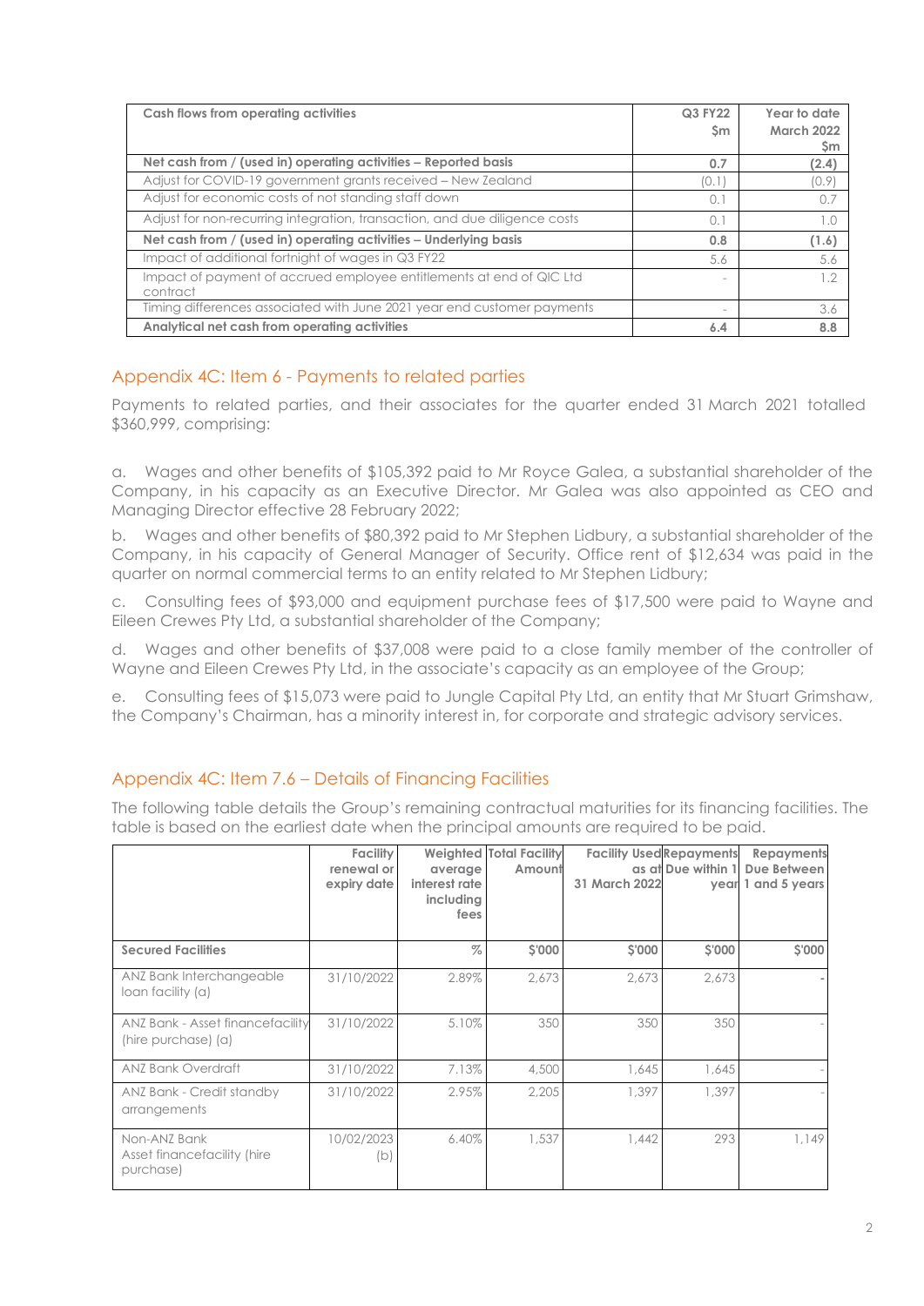| Cash flows from operating activities | Q3 FY22 $m | Year to date March 2022 $m |
|---|---|---|
| **Net cash from / (used in) operating activities – Reported basis** | **0.7** | **(2.4)** |
| Adjust for COVID-19 government grants received – New Zealand | (0.1) | (0.9) |
| Adjust for economic costs of not standing staff down | 0.1 | 0.7 |
| Adjust for non-recurring integration, transaction, and due diligence costs | 0.1 | 1.0 |
| **Net cash from / (used in) operating activities – Underlying basis** | **0.8** | **(1.6)** |
| Impact of additional fortnight of wages in Q3 FY22 | 5.6 | 5.6 |
| Impact of payment of accrued employee entitlements at end of QIC Ltd contract | - | 1.2 |
| Timing differences associated with June 2021 year end customer payments | - | 3.6 |
| **Analytical net cash from operating activities** | **6.4** | **8.8** |

## Appendix 4C: Item 6 - Payments to related parties

Payments to related parties, and their associates for the quarter ended 31 March 2021 totalled $360,999, comprising:

a. Wages and other benefits of $105,392 paid to Mr Royce Galea, a substantial shareholder of the Company, in his capacity as an Executive Director. Mr Galea was also appointed as CEO and Managing Director effective 28 February 2022;

b. Wages and other benefits of $80,392 paid to Mr Stephen Lidbury, a substantial shareholder of the Company, in his capacity of General Manager of Security. Office rent of $12,634 was paid in the quarter on normal commercial terms to an entity related to Mr Stephen Lidbury;

c. Consulting fees of $93,000 and equipment purchase fees of $17,500 were paid to Wayne and Eileen Crewes Pty Ltd, a substantial shareholder of the Company;

d. Wages and other benefits of $37,008 were paid to a close family member of the controller of Wayne and Eileen Crewes Pty Ltd, in the associate's capacity as an employee of the Group;

e. Consulting fees of $15,073 were paid to Jungle Capital Pty Ltd, an entity that Mr Stuart Grimshaw, the Company's Chairman, has a minority interest in, for corporate and strategic advisory services.

## Appendix 4C: Item 7.6 – Details of Financing Facilities

The following table details the Group's remaining contractual maturities for its financing facilities. The table is based on the earliest date when the principal amounts are required to be paid.

| | Facility renewal or expiry date | Weighted average interest rate including fees | Total Facility Amount | Facility Used as at 31 March 2022 | Repayments Due within 1 year | Repayments Due Between 1 and 5 years |
|---|---|---|---|---|---|---|
| **Secured Facilities** | | % | $'000 | $'000 | $'000 | $'000 |
| ANZ Bank Interchangeable loan facility (a) | 31/10/2022 | 2.89% | 2,673 | 2,673 | 2,673 | - |
| ANZ Bank - Asset financefacility (hire purchase) (a) | 31/10/2022 | 5.10% | 350 | 350 | 350 | - |
| ANZ Bank Overdraft | 31/10/2022 | 7.13% | 4,500 | 1,645 | 1,645 | - |
| ANZ Bank - Credit standby arrangements | 31/10/2022 | 2.95% | 2,205 | 1,397 | 1,397 | - |
| Non-ANZ Bank Asset financefacility (hire purchase) | 10/02/2023 (b) | 6.40% | 1,537 | 1,442 | 293 | 1,149 |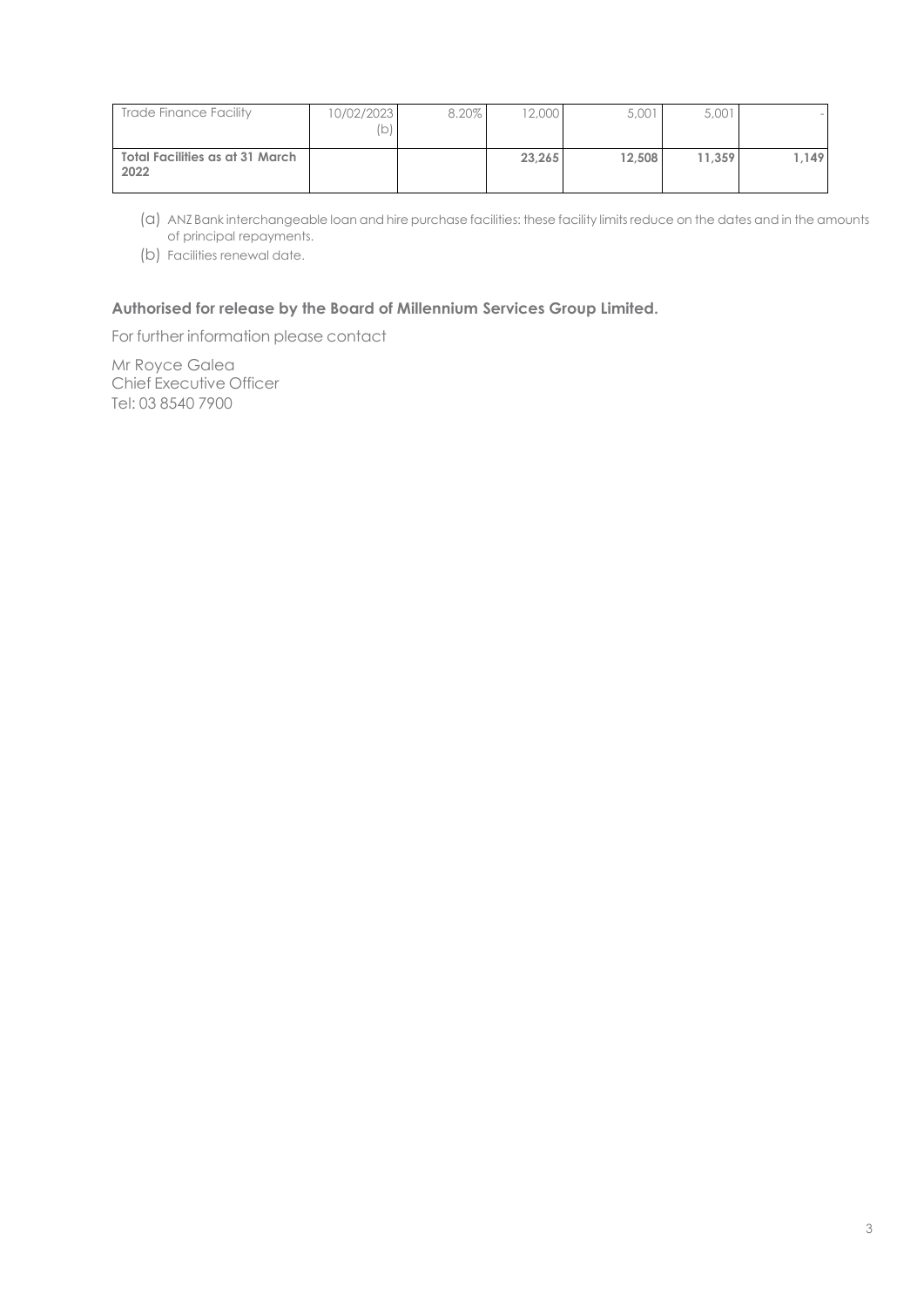| | | | | | | |
|---|---|---|---|---|---|---|
| Trade Finance Facility | 10/02/2023 (b) | 8.20% | 12,000 | 5,001 | 5,001 | - |
| **Total Facilities as at 31 March 2022** | | | **23,265** | **12,508** | **11,359** | **1,149** |

(a) ANZ Bank interchangeable loan and hire purchase facilities: these facility limits reduce on the dates and in the amounts of principal repayments.

(b) Facilities renewal date.

**Authorised for release by the Board of Millennium Services Group Limited.**

For further information please contact

Mr Royce Galea
Chief Executive Officer
Tel: 03 8540 7900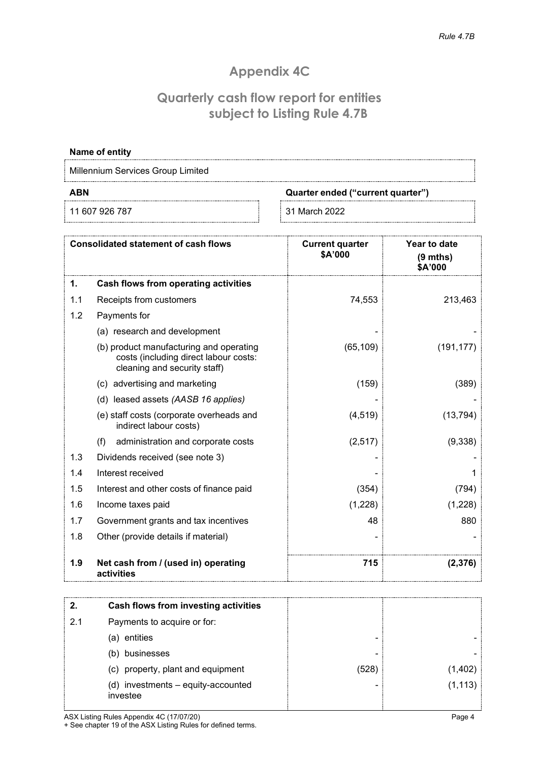*Rule 4.7B*

# Appendix 4C

## Quarterly cash flow report for entities subject to Listing Rule 4.7B

**Name of entity**

Millennium Services Group Limited

| **ABN** | **Quarter ended ("current quarter")** |
|---|---|
| 11 607 926 787 | 31 March 2022 |

| | **Consolidated statement of cash flows** | **Current quarter $A'000** | **Year to date (9 mths) $A'000** |
|---|---|---|---|
| **1.** | **Cash flows from operating activities** | | |
| 1.1 | Receipts from customers | 74,553 | 213,463 |
| 1.2 | Payments for | | |
| | (a) research and development | - | - |
| | (b) product manufacturing and operating costs (including direct labour costs: cleaning and security staff) | (65,109) | (191,177) |
| | (c) advertising and marketing | (159) | (389) |
| | (d) leased assets *(AASB 16 applies)* | - | - |
| | (e) staff costs (corporate overheads and indirect labour costs) | (4,519) | (13,794) |
| | (f) administration and corporate costs | (2,517) | (9,338) |
| 1.3 | Dividends received (see note 3) | - | - |
| 1.4 | Interest received | - | 1 |
| 1.5 | Interest and other costs of finance paid | (354) | (794) |
| 1.6 | Income taxes paid | (1,228) | (1,228) |
| 1.7 | Government grants and tax incentives | 48 | 880 |
| 1.8 | Other (provide details if material) | - | - |
| **1.9** | **Net cash from / (used in) operating activities** | **715** | **(2,376)** |

| | | | |
|---|---|---|---|
| **2.** | **Cash flows from investing activities** | | |
| 2.1 | Payments to acquire or for: | | |
| | (a) entities | - | - |
| | (b) businesses | - | - |
| | (c) property, plant and equipment | (528) | (1,402) |
| | (d) investments – equity-accounted investee | - | (1,113) |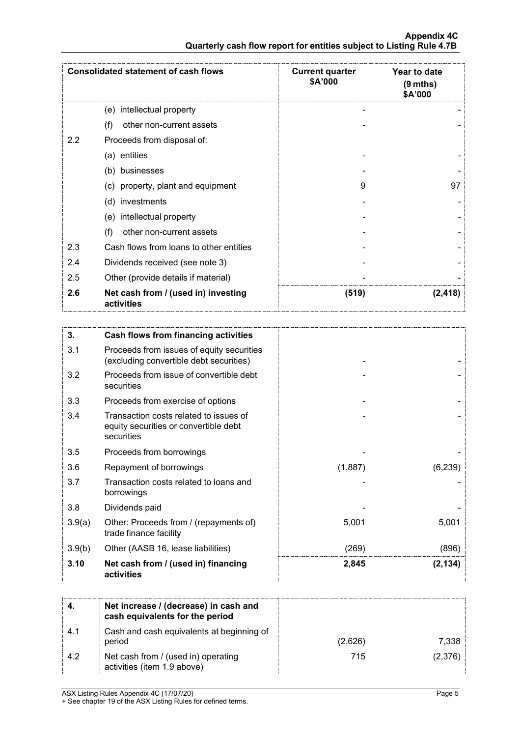| Consolidated statement of cash flows | | Current quarter $A'000 | Year to date (9 mths) $A'000 |
|---|---|---|---|
| | (e) intellectual property | - | - |
| | (f) other non-current assets | - | - |
| 2.2 | Proceeds from disposal of: | | |
| | (a) entities | - | - |
| | (b) businesses | - | - |
| | (c) property, plant and equipment | 9 | 97 |
| | (d) investments | - | - |
| | (e) intellectual property | - | - |
| | (f) other non-current assets | - | - |
| 2.3 | Cash flows from loans to other entities | - | - |
| 2.4 | Dividends received (see note 3) | - | - |
| 2.5 | Other (provide details if material) | - | - |
| **2.6** | **Net cash from / (used in) investing activities** | **(519)** | **(2,418)** |

| | | | |
|---|---|---|---|
| **3.** | **Cash flows from financing activities** | | |
| 3.1 | Proceeds from issues of equity securities (excluding convertible debt securities) | - | - |
| 3.2 | Proceeds from issue of convertible debt securities | - | - |
| 3.3 | Proceeds from exercise of options | - | - |
| 3.4 | Transaction costs related to issues of equity securities or convertible debt securities | - | - |
| 3.5 | Proceeds from borrowings | - | - |
| 3.6 | Repayment of borrowings | (1,887) | (6,239) |
| 3.7 | Transaction costs related to loans and borrowings | - | - |
| 3.8 | Dividends paid | - | - |
| 3.9(a) | Other: Proceeds from / (repayments of) trade finance facility | 5,001 | 5,001 |
| 3.9(b) | Other (AASB 16, lease liabilities) | (269) | (896) |
| **3.10** | **Net cash from / (used in) financing activities** | **2,845** | **(2,134)** |

| | | | |
|---|---|---|---|
| **4.** | **Net increase / (decrease) in cash and cash equivalents for the period** | | |
| 4.1 | Cash and cash equivalents at beginning of period | (2,626) | 7,338 |
| 4.2 | Net cash from / (used in) operating activities (item 1.9 above) | 715 | (2,376) |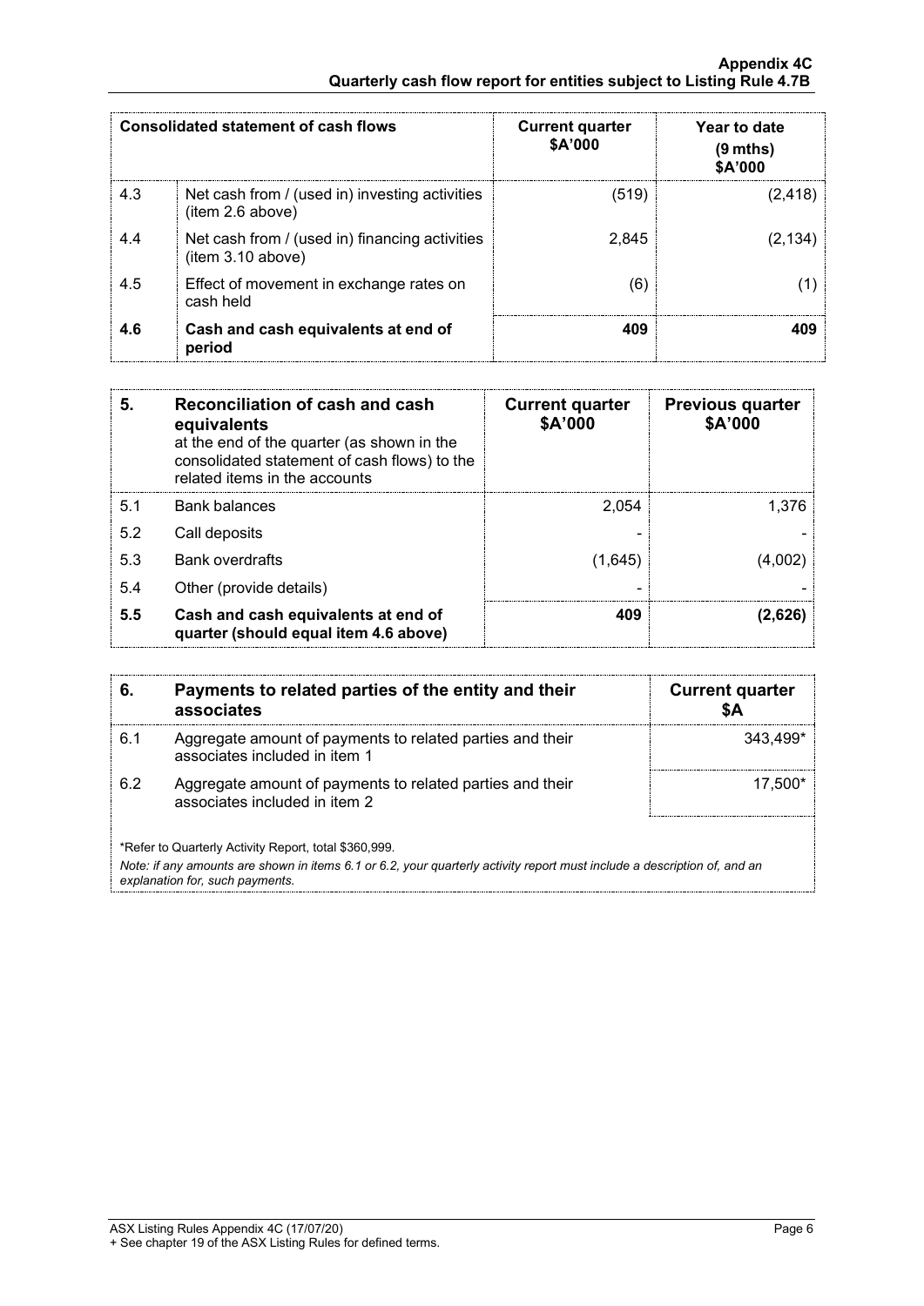| | Consolidated statement of cash flows | Current quarter \$A'000 | Year to date (9 mths) \$A'000 |
|---|---|---|---|
| 4.3 | Net cash from / (used in) investing activities (item 2.6 above) | (519) | (2,418) |
| 4.4 | Net cash from / (used in) financing activities (item 3.10 above) | 2,845 | (2,134) |
| 4.5 | Effect of movement in exchange rates on cash held | (6) | (1) |
| **4.6** | **Cash and cash equivalents at end of period** | **409** | **409** |

| 5. | **Reconciliation of cash and cash equivalents** at the end of the quarter (as shown in the consolidated statement of cash flows) to the related items in the accounts | Current quarter \$A'000 | Previous quarter \$A'000 |
|---|---|---|---|
| 5.1 | Bank balances | 2,054 | 1,376 |
| 5.2 | Call deposits | - | - |
| 5.3 | Bank overdrafts | (1,645) | (4,002) |
| 5.4 | Other (provide details) | - | - |
| **5.5** | **Cash and cash equivalents at end of quarter (should equal item 4.6 above)** | **409** | **(2,626)** |

| 6. | Payments to related parties of the entity and their associates | Current quarter \$A |
|---|---|---|
| 6.1 | Aggregate amount of payments to related parties and their associates included in item 1 | 343,499* |
| 6.2 | Aggregate amount of payments to related parties and their associates included in item 2 | 17,500* |

*Refer to Quarterly Activity Report, total \$360,999.

*Note: if any amounts are shown in items 6.1 or 6.2, your quarterly activity report must include a description of, and an explanation for, such payments.*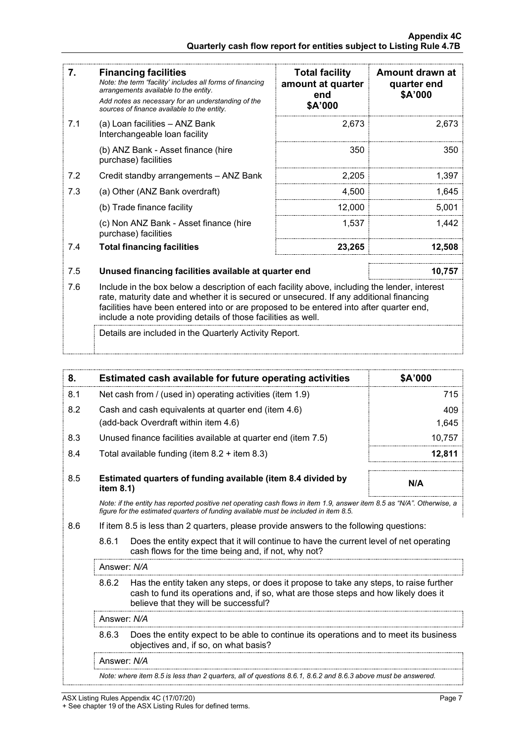| 7. | **Financing facilities** *Note: the term "facility' includes all forms of financing arrangements available to the entity.* *Add notes as necessary for an understanding of the sources of finance available to the entity.* | **Total facility amount at quarter end $A'000** | **Amount drawn at quarter end $A'000** |
|---|---|---|---|
| 7.1 | (a) Loan facilities – ANZ Bank Interchangeable loan facility | 2,673 | 2,673 |
| | (b) ANZ Bank - Asset finance (hire purchase) facilities | 350 | 350 |
| 7.2 | Credit standby arrangements – ANZ Bank | 2,205 | 1,397 |
| 7.3 | (a) Other (ANZ Bank overdraft) | 4,500 | 1,645 |
| | (b) Trade finance facility | 12,000 | 5,001 |
| | (c) Non ANZ Bank - Asset finance (hire purchase) facilities | 1,537 | 1,442 |
| 7.4 | **Total financing facilities** | **23,265** | **12,508** |

| | | |
|---|---|---|
| 7.5 | **Unused financing facilities available at quarter end** | **10,757** |

7.6 Include in the box below a description of each facility above, including the lender, interest rate, maturity date and whether it is secured or unsecured. If any additional financing facilities have been entered into or are proposed to be entered into after quarter end, include a note providing details of those facilities as well.

Details are included in the Quarterly Activity Report.

| 8. | **Estimated cash available for future operating activities** | **$A'000** |
|---|---|---|
| 8.1 | Net cash from / (used in) operating activities (item 1.9) | 715 |
| 8.2 | Cash and cash equivalents at quarter end (item 4.6) | 409 |
| | (add-back Overdraft within item 4.6) | 1,645 |
| 8.3 | Unused finance facilities available at quarter end (item 7.5) | 10,757 |
| 8.4 | Total available funding (item 8.2 + item 8.3) | **12,811** |
| 8.5 | **Estimated quarters of funding available (item 8.4 divided by item 8.1)** | **N/A** |

*Note: if the entity has reported positive net operating cash flows in item 1.9, answer item 8.5 as "N/A". Otherwise, a figure for the estimated quarters of funding available must be included in item 8.5.*

8.6 If item 8.5 is less than 2 quarters, please provide answers to the following questions:

8.6.1 Does the entity expect that it will continue to have the current level of net operating cash flows for the time being and, if not, why not?

Answer: *N/A*

8.6.2 Has the entity taken any steps, or does it propose to take any steps, to raise further cash to fund its operations and, if so, what are those steps and how likely does it believe that they will be successful?

Answer: *N/A*

8.6.3 Does the entity expect to be able to continue its operations and to meet its business objectives and, if so, on what basis?

Answer: *N/A*

*Note: where item 8.5 is less than 2 quarters, all of questions 8.6.1, 8.6.2 and 8.6.3 above must be answered.*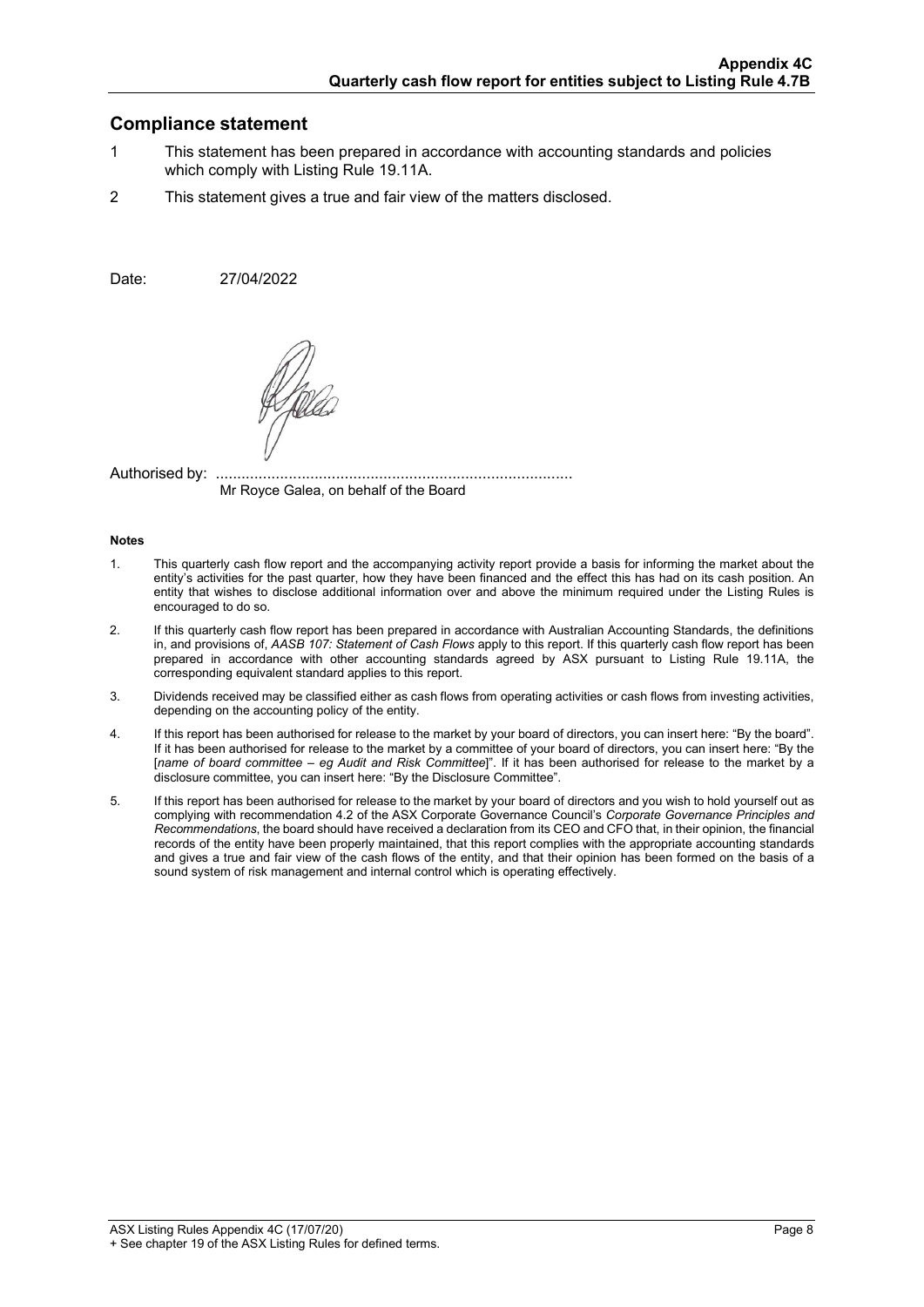## Compliance statement

1. This statement has been prepared in accordance with accounting standards and policies which comply with Listing Rule 19.11A.
2. This statement gives a true and fair view of the matters disclosed.

Date: 27/04/2022

Authorised by: ..................................................................................
Mr Royce Galea, on behalf of the Board

**Notes**

1. This quarterly cash flow report and the accompanying activity report provide a basis for informing the market about the entity's activities for the past quarter, how they have been financed and the effect this has had on its cash position. An entity that wishes to disclose additional information over and above the minimum required under the Listing Rules is encouraged to do so.
2. If this quarterly cash flow report has been prepared in accordance with Australian Accounting Standards, the definitions in, and provisions of, *AASB 107: Statement of Cash Flows* apply to this report. If this quarterly cash flow report has been prepared in accordance with other accounting standards agreed by ASX pursuant to Listing Rule 19.11A, the corresponding equivalent standard applies to this report.
3. Dividends received may be classified either as cash flows from operating activities or cash flows from investing activities, depending on the accounting policy of the entity.
4. If this report has been authorised for release to the market by your board of directors, you can insert here: "By the board". If it has been authorised for release to the market by a committee of your board of directors, you can insert here: "By the [*name of board committee – eg Audit and Risk Committee*]". If it has been authorised for release to the market by a disclosure committee, you can insert here: "By the Disclosure Committee".
5. If this report has been authorised for release to the market by your board of directors and you wish to hold yourself out as complying with recommendation 4.2 of the ASX Corporate Governance Council's *Corporate Governance Principles and Recommendations*, the board should have received a declaration from its CEO and CFO that, in their opinion, the financial records of the entity have been properly maintained, that this report complies with the appropriate accounting standards and gives a true and fair view of the cash flows of the entity, and that their opinion has been formed on the basis of a sound system of risk management and internal control which is operating effectively.